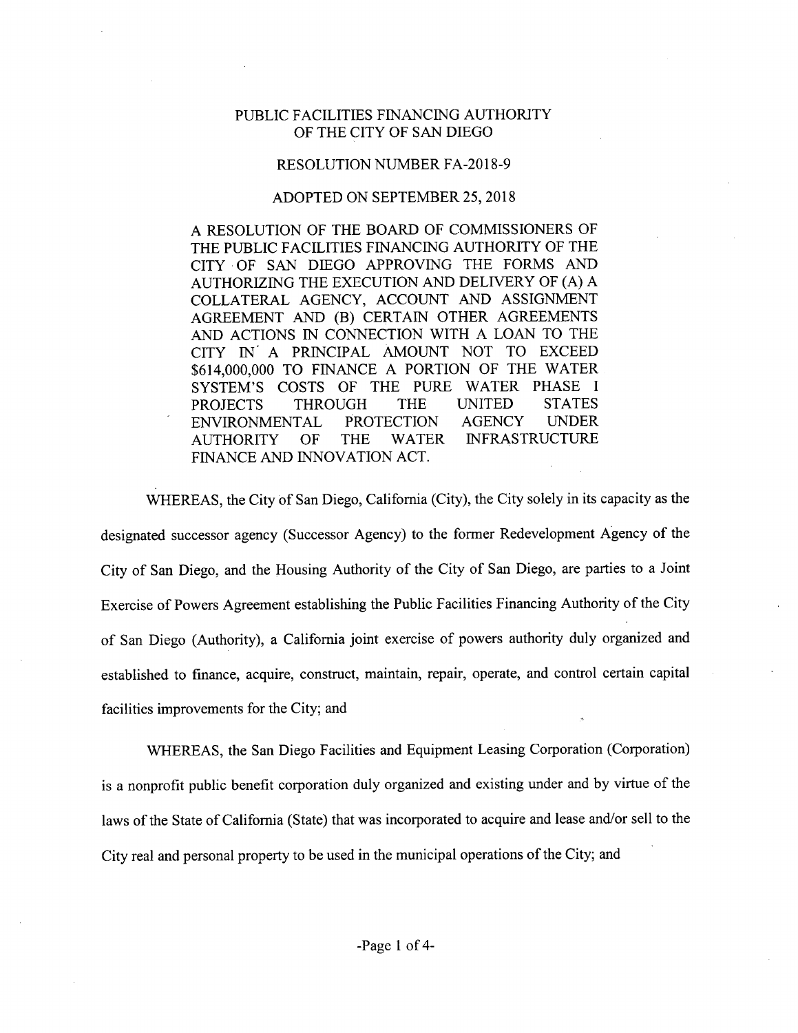# PUBLIC FACILITIES FINANCING AUTHORITY OF THE CITY OF SAN DIEGO

## RESOLUTION NUMBER FA-2018-9

## ADOPTED ON SEPTEMBER 25, 2018

A RESOLUTION OF THE BOARD OF COMMISSIONERS OF THE PUBLIC FACILITIES FINANCING AUTHORITY OF THE CITY OF SAN DIEGO APPROVING THE FORMS AND AUTHORIZING THE EXECUTION AND DELIVERY OF (A) A COLLATERAL AGENCY, ACCOUNT AND ASSIGNMENT AGREEMENT AND (B) CERTAIN OTHER AGREEMENTS AND ACTIONS IN CONNECTION WITH A LOAN TO THE CITY IN A PRINCIPAL AMOUNT NOT TO EXCEED $614,000,000 TO FINANCE A PORTION OF THE WATER SYSTEM'S COSTS OF THE PURE WATER PHASE I PROJECTS THROUGH THE UNITED STATES ENVIRONMENTAL PROTECTION AGENCY UNDER AUTHORITY OF THE WATER INFRASTRUCTURE FINANCE AND INNOVATION ACT.

WHEREAS, the City of San Diego, California (City), the City solely in its capacity as the designated successor agency (Successor Agency) to the former Redevelopment Agency of the City of San Diego, and the Housing Authority of the City of San Diego, are parties to a Joint Exercise of Powers Agreement establishing the Public Facilities Financing Authority of the City of San Diego (Authority), a California joint exercise of powers authority duly organized and established to finance, acquire, construct, maintain, repair, operate, and control certain capital facilities improvements for the City; and

WHEREAS, the San Diego Facilities and Equipment Leasing Corporation (Corporation) is a nonprofit public benefit corporation duly organized and existing under and by virtue of the laws of the State of California (State) that was incorporated to acquire and lease and/or sell to the City real and personal property to be used in the municipal operations of the City; and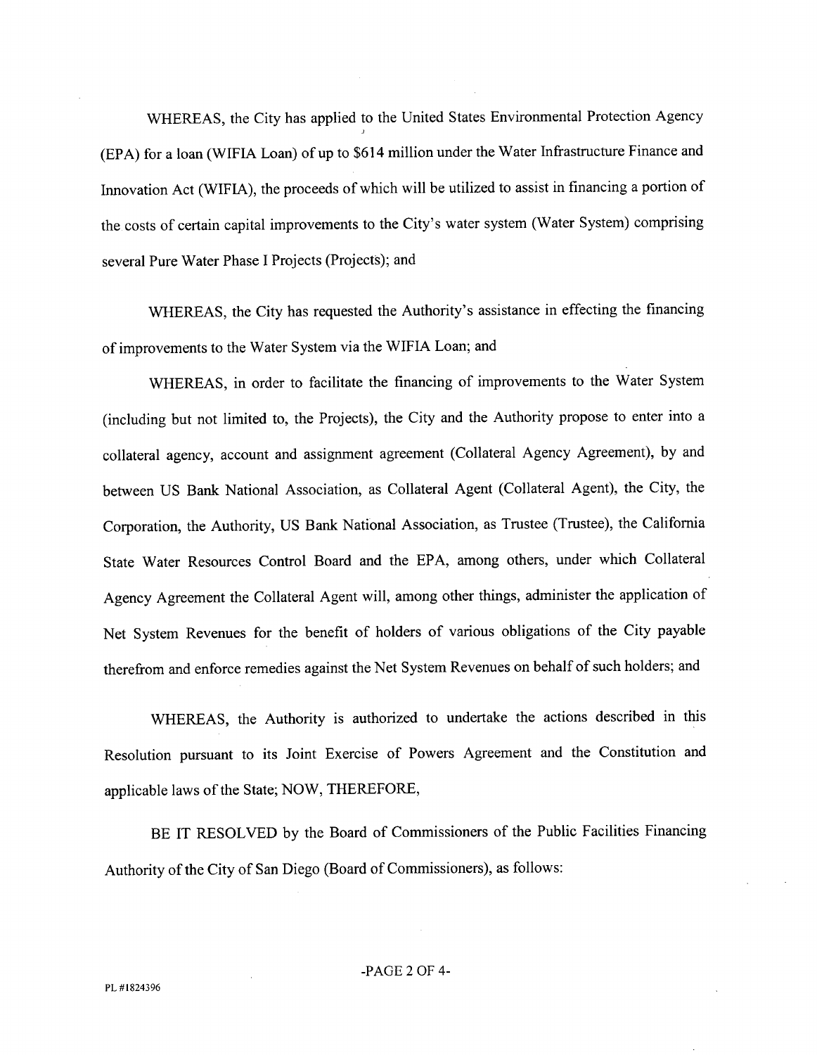WHEREAS, the City has applied to the United States Environmental Protection Agency (EPA) for a loan (WIFIA Loan) of up to $614 million under the Water Infrastructure Finance and Innovation Act (WIFIA), the proceeds of which will be utilized to assist in financing a portion of the costs of certain capital improvements to the City's water system (Water System) comprising several Pure Water Phase I Projects (Projects); and

WHEREAS, the City has requested the Authority's assistance in effecting the financing of improvements to the Water System via the WIFIA Loan; and

WHEREAS, in order to facilitate the financing of improvements to the Water System (including but not limited to, the Projects), the City and the Authority propose to enter into a collateral agency, account and assignment agreement (Collateral Agency Agreement), by and between US Bank National Association, as Collateral Agent (Collateral Agent), the City, the Corporation, the Authority, US Bank National Association, as Trustee (Trustee), the California State Water Resources Control Board and the EPA, among others, under which Collateral Agency Agreement the Collateral Agent will, among other things, administer the application of Net System Revenues for the benefit of holders of various obligations of the City payable therefrom and enforce remedies against the Net System Revenues on behalf of such holders; and

WHEREAS, the Authority is authorized to undertake the actions described in this Resolution pursuant to its Joint Exercise of Powers Agreement and the Constitution and applicable laws of the State; NOW, THEREFORE,

BE IT RESOLVED by the Board of Commissioners of the Public Facilities Financing Authority of the City of San Diego (Board of Commissioners), as follows:

PL #1824396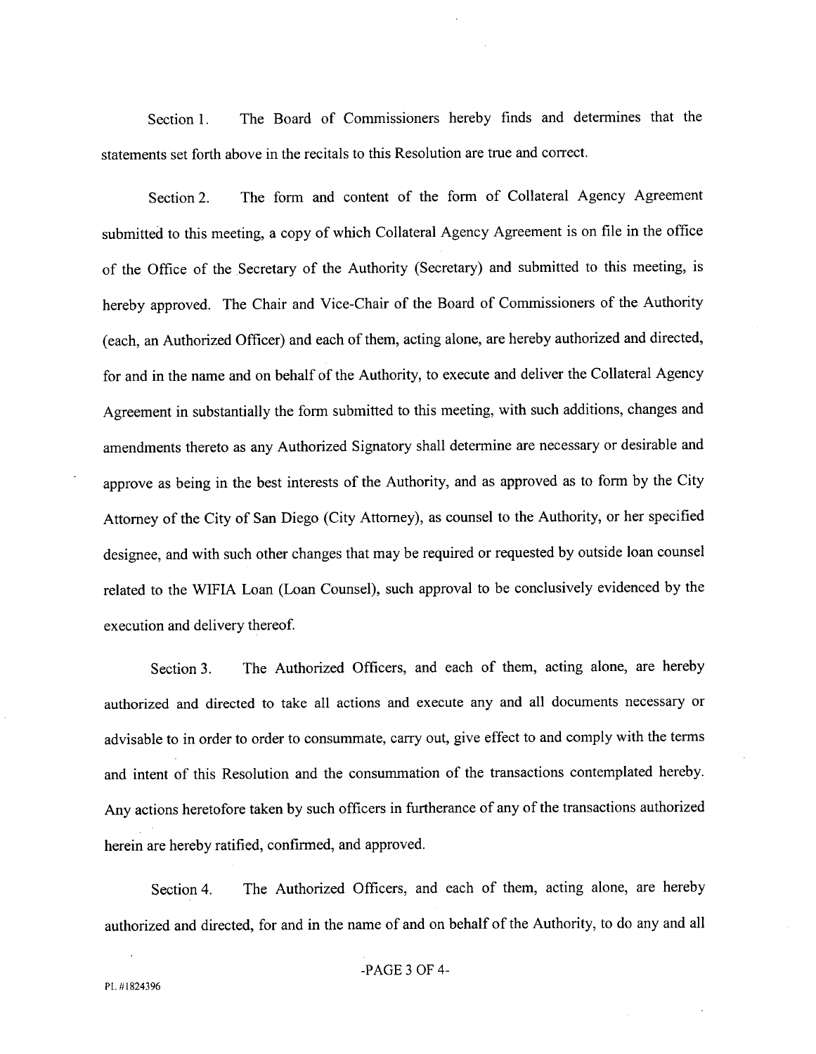Section 1. The Board of Commissioners hereby finds and determines that the statements set forth above in the recitals to this Resolution are true and correct.

Section 2. The form and content of the form of Collateral Agency Agreement submitted to this meeting, a copy of which Collateral Agency Agreement is on file in the office of the Office of the Secretary of the Authority (Secretary) and submitted to this meeting, is hereby approved. The Chair and Vice-Chair of the Board of Commissioners of the Authority (each, an Authorized Officer) and each of them, acting alone, are hereby authorized and directed, for and in the name and on behalf of the Authority, to execute and deliver the Collateral Agency Agreement in substantially the form submitted to this meeting, with such additions, changes and amendments thereto as any Authorized Signatory shall determine are necessary or desirable and approve as being in the best interests of the Authority, and as approved as to form by the City Attorney of the City of San Diego (City Attorney), as counsel to the Authority, or her specified designee, and with such other changes that may be required or requested by outside loan counsel related to the WIFIA Loan (Loan Counsel), such approval to be conclusively evidenced by the execution and delivery thereof.

Section 3. The Authorized Officers, and each of them, acting alone, are hereby authorized and directed to take all actions and execute any and all documents necessary or advisable to in order to order to consummate, carry out, give effect to and comply with the terms and intent of this Resolution and the consummation of the transactions contemplated hereby. Any actions heretofore taken by such officers in furtherance of any of the transactions authorized herein are hereby ratified, confirmed, and approved.

Section 4. The Authorized Officers, and each of them, acting alone, are hereby authorized and directed, for and in the name of and on behalf of the Authority, to do any and all

PL #1824396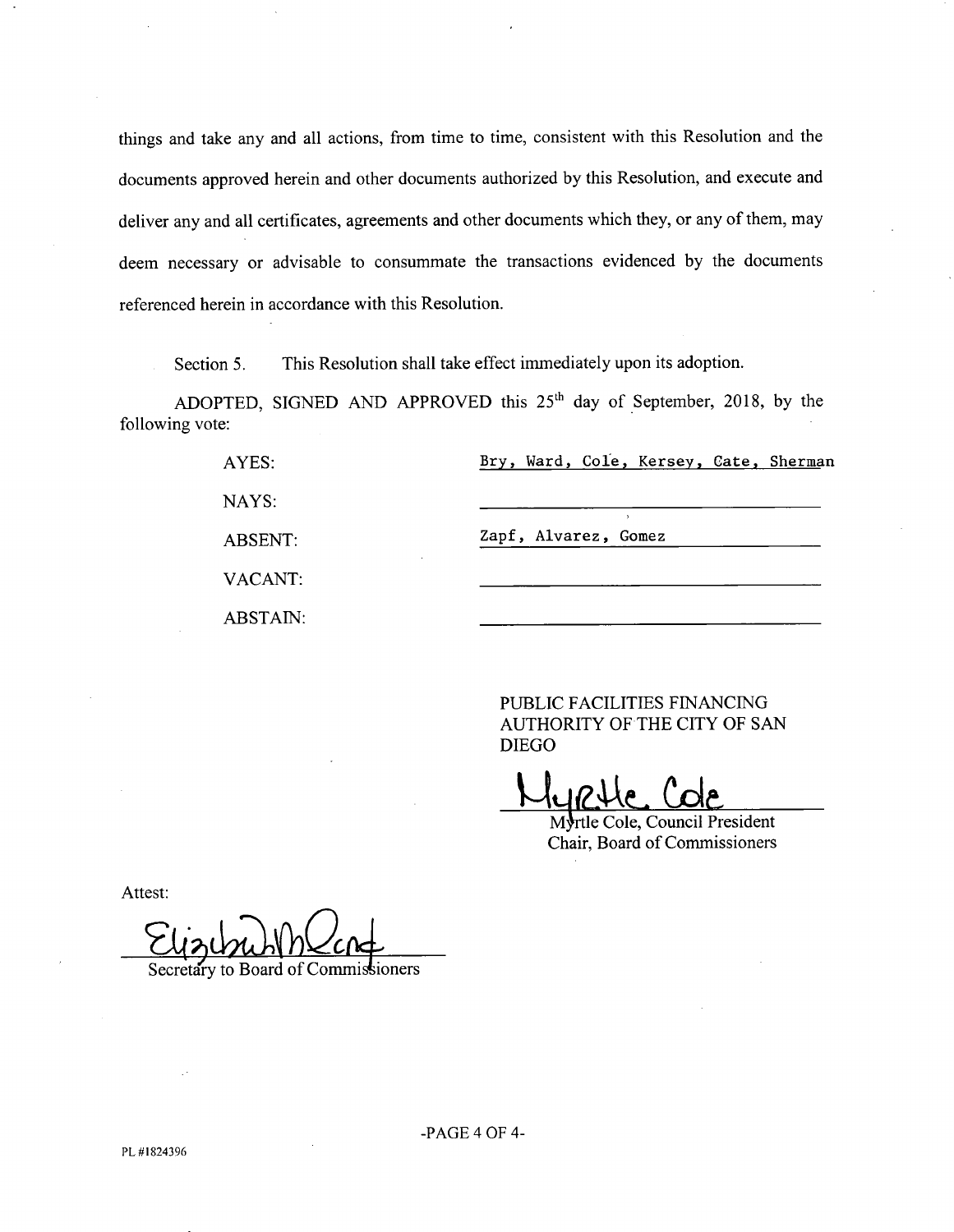things and take any and all actions, from time to time, consistent with this Resolution and the documents approved herein and other documents authorized by this Resolution, and execute and deliver any and all certificates, agreements and other documents which they, or any of them, may deem necessary or advisable to consummate the transactions evidenced by the documents referenced herein in accordance with this Resolution.

Section 5. This Resolution shall take effect immediately upon its adoption.

ADOPTED, SIGNED AND APPROVED this 25th day of September, 2018, by the following vote:

| | |
|---|---|
| AYES: | Bry, Ward, Cole, Kersey, Cate, Sherman |
| NAYS: | |
| ABSENT: | Zapf, Alvarez, Gomez |
| VACANT: | |
| ABSTAIN: | |

PUBLIC FACILITIES FINANCING AUTHORITY OF THE CITY OF SAN DIEGO

Myrtle Cole

Myrtle Cole, Council President
Chair, Board of Commissioners

Attest:

Elizabeth Maland

Secretary to Board of Commissioners

PL #1824396